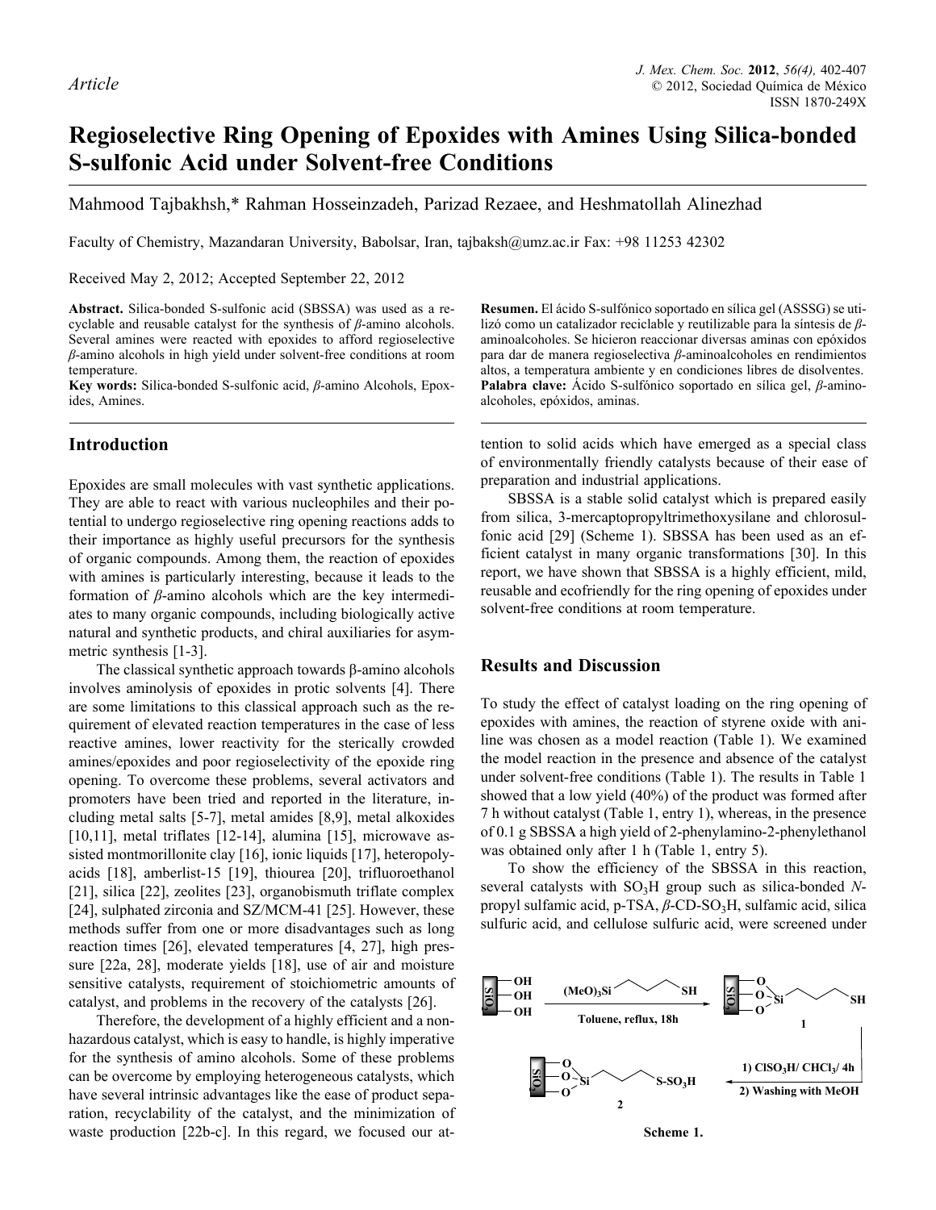Article

# Regioselective Ring Opening of Epoxides with Amines Using Silica-bonded S-sulfonic Acid under Solvent-free Conditions

Mahmood Tajbakhsh,* Rahman Hosseinzadeh, Parizad Rezaee, and Heshmatollah Alinezhad

Faculty of Chemistry, Mazandaran University, Babolsar, Iran, tajbaksh@umz.ac.ir Fax: +98 11253 42302

Received May 2, 2012; Accepted September 22, 2012

**Abstract.** Silica-bonded S-sulfonic acid (SBSSA) was used as a recyclable and reusable catalyst for the synthesis of *β*-amino alcohols. Several amines were reacted with epoxides to afford regioselective *β*-amino alcohols in high yield under solvent-free conditions at room temperature.

**Key words:** Silica-bonded S-sulfonic acid, *β*-amino Alcohols, Epoxides, Amines.

**Resumen.** El ácido S-sulfónico soportado en sílica gel (ASSSG) se utilizó como un catalizador reciclable y reutilizable para la síntesis de *β*-aminoalcoholes. Se hicieron reaccionar diversas aminas con epóxidos para dar de manera regioselectiva *β*-aminoalcoholes en rendimientos altos, a temperatura ambiente y en condiciones libres de disolventes.

**Palabra clave:** Ácido S-sulfónico soportado en sílica gel, *β*-aminoalcoholes, epóxidos, aminas.

## Introduction

Epoxides are small molecules with vast synthetic applications. They are able to react with various nucleophiles and their potential to undergo regioselective ring opening reactions adds to their importance as highly useful precursors for the synthesis of organic compounds. Among them, the reaction of epoxides with amines is particularly interesting, because it leads to the formation of *β*-amino alcohols which are the key intermediates to many organic compounds, including biologically active natural and synthetic products, and chiral auxiliaries for asymmetric synthesis [1-3].

The classical synthetic approach towards β-amino alcohols involves aminolysis of epoxides in protic solvents [4]. There are some limitations to this classical approach such as the requirement of elevated reaction temperatures in the case of less reactive amines, lower reactivity for the sterically crowded amines/epoxides and poor regioselectivity of the epoxide ring opening. To overcome these problems, several activators and promoters have been tried and reported in the literature, including metal salts [5-7], metal amides [8,9], metal alkoxides [10,11], metal triflates [12-14], alumina [15], microwave assisted montmorillonite clay [16], ionic liquids [17], heteropolyacids [18], amberlist-15 [19], thiourea [20], trifluoroethanol [21], silica [22], zeolites [23], organobismuth triflate complex [24], sulphated zirconia and SZ/MCM-41 [25]. However, these methods suffer from one or more disadvantages such as long reaction times [26], elevated temperatures [4, 27], high pressure [22a, 28], moderate yields [18], use of air and moisture sensitive catalysts, requirement of stoichiometric amounts of catalyst, and problems in the recovery of the catalysts [26].

Therefore, the development of a highly efficient and a nonhazardous catalyst, which is easy to handle, is highly imperative for the synthesis of amino alcohols. Some of these problems can be overcome by employing heterogeneous catalysts, which have several intrinsic advantages like the ease of product separation, recyclability of the catalyst, and the minimization of waste production [22b-c]. In this regard, we focused our attention to solid acids which have emerged as a special class of environmentally friendly catalysts because of their ease of preparation and industrial applications.

SBSSA is a stable solid catalyst which is prepared easily from silica, 3-mercaptopropyltrimethoxysilane and chlorosulfonic acid [29] (Scheme 1). SBSSA has been used as an efficient catalyst in many organic transformations [30]. In this report, we have shown that SBSSA is a highly efficient, mild, reusable and ecofriendly for the ring opening of epoxides under solvent-free conditions at room temperature.

## Results and Discussion

To study the effect of catalyst loading on the ring opening of epoxides with amines, the reaction of styrene oxide with aniline was chosen as a model reaction (Table 1). We examined the model reaction in the presence and absence of the catalyst under solvent-free conditions (Table 1). The results in Table 1 showed that a low yield (40%) of the product was formed after 7 h without catalyst (Table 1, entry 1), whereas, in the presence of 0.1 g SBSSA a high yield of 2-phenylamino-2-phenylethanol was obtained only after 1 h (Table 1, entry 5).

To show the efficiency of the SBSSA in this reaction, several catalysts with $SO_3H$ group such as silica-bonded *N*-propyl sulfamic acid, p-TSA, *β*-CD-$SO_3H$, sulfamic acid, silica sulfuric acid, and cellulose sulfuric acid, were screened under

$SiO_2$–(OH)$_3$ + $(MeO)_3Si$–$CH_2CH_2CH_2$–SH (Toluene, reflux, 18h) → $SiO_2$–O$_3$Si–$CH_2CH_2CH_2$–SH **1** → 1) $ClSO_3H$/ $CHCl_3$/ 4h; 2) Washing with MeOH → $SiO_2$–O$_3$Si–$CH_2CH_2CH_2$–S-$SO_3H$ **2**

**Scheme 1.**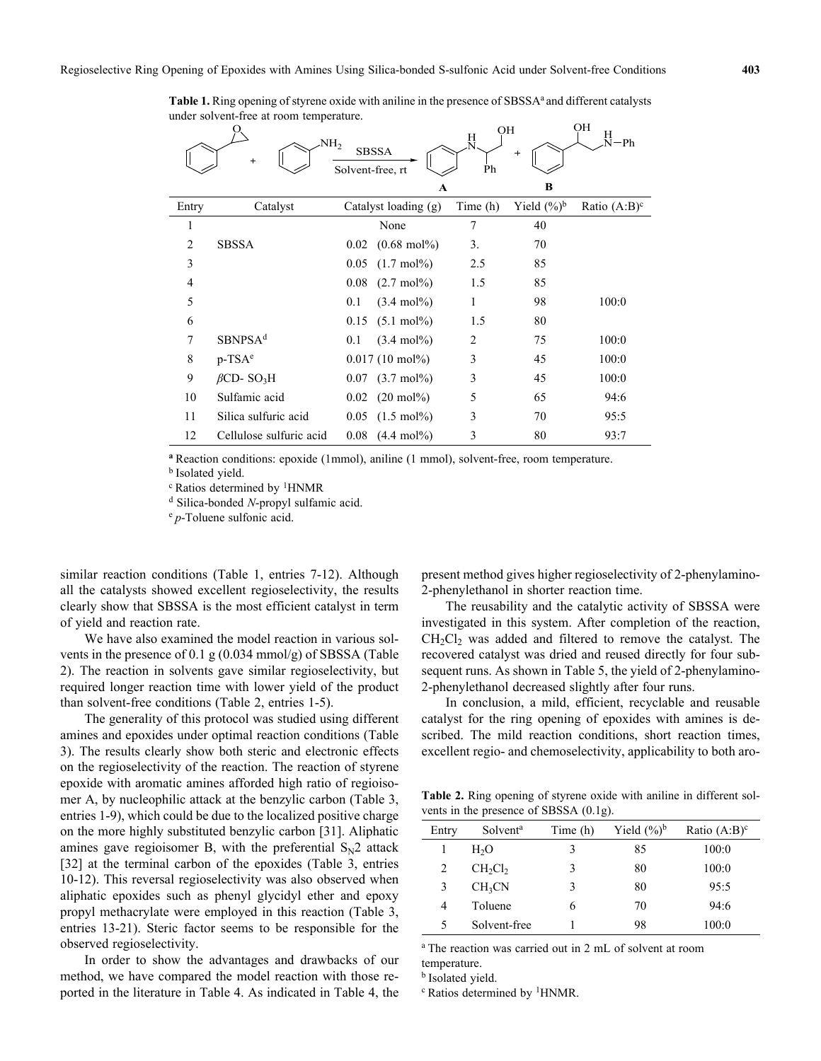**Table 1.** Ring opening of styrene oxide with aniline in the presence of SBSSA[a] and different catalysts under solvent-free at room temperature.

| Entry | Catalyst | Catalyst loading (g) | Time (h) | Yield (%)[b] | Ratio (A:B)[c] |
|---|---|---|---|---|---|
| 1 | | None | 7 | 40 | |
| 2 | SBSSA | 0.02 (0.68 mol%) | 3. | 70 | |
| 3 | | 0.05 (1.7 mol%) | 2.5 | 85 | |
| 4 | | 0.08 (2.7 mol%) | 1.5 | 85 | |
| 5 | | 0.1 (3.4 mol%) | 1 | 98 | 100:0 |
| 6 | | 0.15 (5.1 mol%) | 1.5 | 80 | |
| 7 | SBNPSA[d] | 0.1 (3.4 mol%) | 2 | 75 | 100:0 |
| 8 | p-TSA[e] | 0.017 (10 mol%) | 3 | 45 | 100:0 |
| 9 | $\beta$CD- $SO_3H$ | 0.07 (3.7 mol%) | 3 | 45 | 100:0 |
| 10 | Sulfamic acid | 0.02 (20 mol%) | 5 | 65 | 94:6 |
| 11 | Silica sulfuric acid | 0.05 (1.5 mol%) | 3 | 70 | 95:5 |
| 12 | Cellulose sulfuric acid | 0.08 (4.4 mol%) | 3 | 80 | 93:7 |

[a] Reaction conditions: epoxide (1mmol), aniline (1 mmol), solvent-free, room temperature.
[b] Isolated yield.
[c] Ratios determined by $^1$HNMR
[d] Silica-bonded *N*-propyl sulfamic acid.
[e] *p*-Toluene sulfonic acid.

similar reaction conditions (Table 1, entries 7-12). Although all the catalysts showed excellent regioselectivity, the results clearly show that SBSSA is the most efficient catalyst in term of yield and reaction rate.

We have also examined the model reaction in various solvents in the presence of 0.1 g (0.034 mmol/g) of SBSSA (Table 2). The reaction in solvents gave similar regioselectivity, but required longer reaction time with lower yield of the product than solvent-free conditions (Table 2, entries 1-5).

The generality of this protocol was studied using different amines and epoxides under optimal reaction conditions (Table 3). The results clearly show both steric and electronic effects on the regioselectivity of the reaction. The reaction of styrene epoxide with aromatic amines afforded high ratio of regioisomer A, by nucleophilic attack at the benzylic carbon (Table 3, entries 1-9), which could be due to the localized positive charge on the more highly substituted benzylic carbon [31]. Aliphatic amines gave regioisomer B, with the preferential $S_N2$ attack [32] at the terminal carbon of the epoxides (Table 3, entries 10-12). This reversal regioselectivity was also observed when aliphatic epoxides such as phenyl glycidyl ether and epoxy propyl methacrylate were employed in this reaction (Table 3, entries 13-21). Steric factor seems to be responsible for the observed regioselectivity.

In order to show the advantages and drawbacks of our method, we have compared the model reaction with those reported in the literature in Table 4. As indicated in Table 4, the present method gives higher regioselectivity of 2-phenylamino-2-phenylethanol in shorter reaction time.

The reusability and the catalytic activity of SBSSA were investigated in this system. After completion of the reaction, $CH_2Cl_2$ was added and filtered to remove the catalyst. The recovered catalyst was dried and reused directly for four subsequent runs. As shown in Table 5, the yield of 2-phenylamino-2-phenylethanol decreased slightly after four runs.

In conclusion, a mild, efficient, recyclable and reusable catalyst for the ring opening of epoxides with amines is described. The mild reaction conditions, short reaction times, excellent regio- and chemoselectivity, applicability to both aro-

**Table 2.** Ring opening of styrene oxide with aniline in different solvents in the presence of SBSSA (0.1g).

| Entry | Solvent[a] | Time (h) | Yield (%)[b] | Ratio (A:B)[c] |
|---|---|---|---|---|
| 1 | $H_2O$ | 3 | 85 | 100:0 |
| 2 | $CH_2Cl_2$ | 3 | 80 | 100:0 |
| 3 | $CH_3CN$ | 3 | 80 | 95:5 |
| 4 | Toluene | 6 | 70 | 94:6 |
| 5 | Solvent-free | 1 | 98 | 100:0 |

[a] The reaction was carried out in 2 mL of solvent at room temperature.
[b] Isolated yield.
[c] Ratios determined by $^1$HNMR.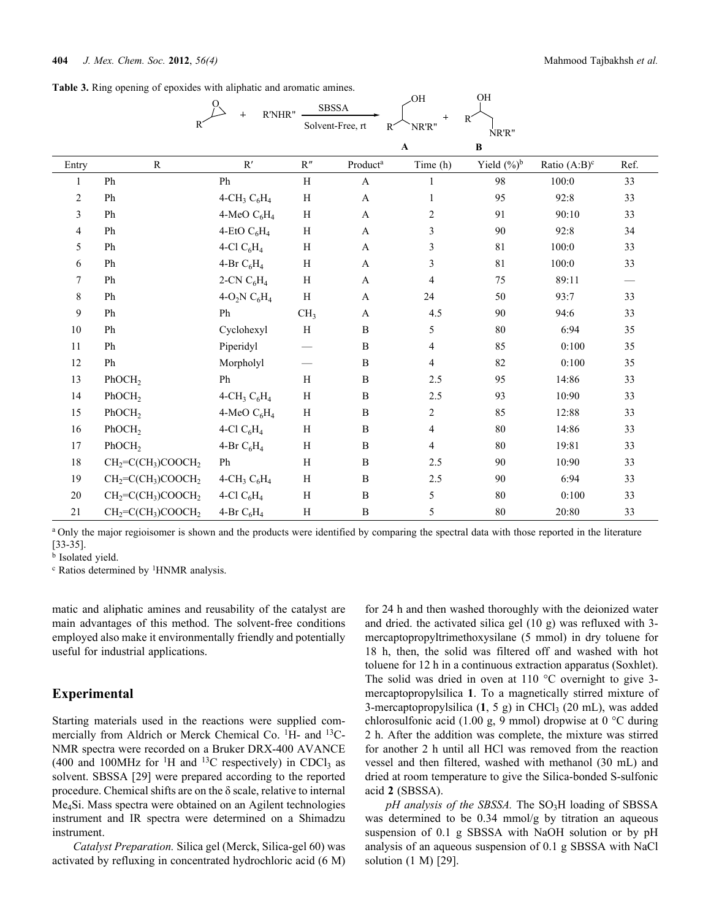**Table 3.** Ring opening of epoxides with aliphatic and aromatic amines.

$$\text{R-epoxide} + R'NHR'' \xrightarrow[\text{Solvent-Free, rt}]{\text{SBSSA}} \underset{\mathbf{A}}{R\text{-CH(NR'R'')CH}_2\text{OH}} + \underset{\mathbf{B}}{R\text{-CH(OH)CH}_2\text{NR'R''}}$$

| Entry | R | R′ | R″ | Product[a] | Time (h) | Yield (%)[b] | Ratio (A:B)[c] | Ref. |
|---|---|---|---|---|---|---|---|---|
| 1 | Ph | Ph | H | A | 1 | 98 | 100:0 | 33 |
| 2 | Ph | 4-$CH_3$ $C_6H_4$ | H | A | 1 | 95 | 92:8 | 33 |
| 3 | Ph | 4-MeO $C_6H_4$ | H | A | 2 | 91 | 90:10 | 33 |
| 4 | Ph | 4-EtO $C_6H_4$ | H | A | 3 | 90 | 92:8 | 34 |
| 5 | Ph | 4-Cl $C_6H_4$ | H | A | 3 | 81 | 100:0 | 33 |
| 6 | Ph | 4-Br $C_6H_4$ | H | A | 3 | 81 | 100:0 | 33 |
| 7 | Ph | 2-CN $C_6H_4$ | H | A | 4 | 75 | 89:11 | — |
| 8 | Ph | 4-$O_2N$ $C_6H_4$ | H | A | 24 | 50 | 93:7 | 33 |
| 9 | Ph | Ph | $CH_3$ | A | 4.5 | 90 | 94:6 | 33 |
| 10 | Ph | Cyclohexyl | H | B | 5 | 80 | 6:94 | 35 |
| 11 | Ph | Piperidyl | — | B | 4 | 85 | 0:100 | 35 |
| 12 | Ph | Morpholyl | — | B | 4 | 82 | 0:100 | 35 |
| 13 | $PhOCH_2$ | Ph | H | B | 2.5 | 95 | 14:86 | 33 |
| 14 | $PhOCH_2$ | 4-$CH_3$ $C_6H_4$ | H | B | 2.5 | 93 | 10:90 | 33 |
| 15 | $PhOCH_2$ | 4-MeO $C_6H_4$ | H | B | 2 | 85 | 12:88 | 33 |
| 16 | $PhOCH_2$ | 4-Cl $C_6H_4$ | H | B | 4 | 80 | 14:86 | 33 |
| 17 | $PhOCH_2$ | 4-Br $C_6H_4$ | H | B | 4 | 80 | 19:81 | 33 |
| 18 | $CH_2$=C($CH_3$)$COOCH_2$ | Ph | H | B | 2.5 | 90 | 10:90 | 33 |
| 19 | $CH_2$=C($CH_3$)$COOCH_2$ | 4-$CH_3$ $C_6H_4$ | H | B | 2.5 | 90 | 6:94 | 33 |
| 20 | $CH_2$=C($CH_3$)$COOCH_2$ | 4-Cl $C_6H_4$ | H | B | 5 | 80 | 0:100 | 33 |
| 21 | $CH_2$=C($CH_3$)$COOCH_2$ | 4-Br $C_6H_4$ | H | B | 5 | 80 | 20:80 | 33 |

[a] Only the major regioisomer is shown and the products were identified by comparing the spectral data with those reported in the literature [33-35].
[b] Isolated yield.
[c] Ratios determined by $^1$HNMR analysis.

matic and aliphatic amines and reusability of the catalyst are main advantages of this method. The solvent-free conditions employed also make it environmentally friendly and potentially useful for industrial applications.

## Experimental

Starting materials used in the reactions were supplied commercially from Aldrich or Merck Chemical Co. $^1$H- and $^{13}$C-NMR spectra were recorded on a Bruker DRX-400 AVANCE (400 and 100MHz for $^1$H and $^{13}$C respectively) in $CDCl_3$ as solvent. SBSSA [29] were prepared according to the reported procedure. Chemical shifts are on the δ scale, relative to internal $Me_4Si$. Mass spectra were obtained on an Agilent technologies instrument and IR spectra were determined on a Shimadzu instrument.

*Catalyst Preparation.* Silica gel (Merck, Silica-gel 60) was activated by refluxing in concentrated hydrochloric acid (6 M) for 24 h and then washed thoroughly with the deionized water and dried. the activated silica gel (10 g) was refluxed with 3-mercaptopropyltrimethoxysilane (5 mmol) in dry toluene for 18 h, then, the solid was filtered off and washed with hot toluene for 12 h in a continuous extraction apparatus (Soxhlet). The solid was dried in oven at 110 °C overnight to give 3-mercaptopropylsilica **1**. To a magnetically stirred mixture of 3-mercaptopropylsilica (**1**, 5 g) in $CHCl_3$ (20 mL), was added chlorosulfonic acid (1.00 g, 9 mmol) dropwise at 0 °C during 2 h. After the addition was complete, the mixture was stirred for another 2 h until all HCl was removed from the reaction vessel and then filtered, washed with methanol (30 mL) and dried at room temperature to give the Silica-bonded S-sulfonic acid **2** (SBSSA).

*pH analysis of the SBSSA.* The $SO_3H$ loading of SBSSA was determined to be 0.34 mmol/g by titration an aqueous suspension of 0.1 g SBSSA with NaOH solution or by pH analysis of an aqueous suspension of 0.1 g SBSSA with NaCl solution (1 M) [29].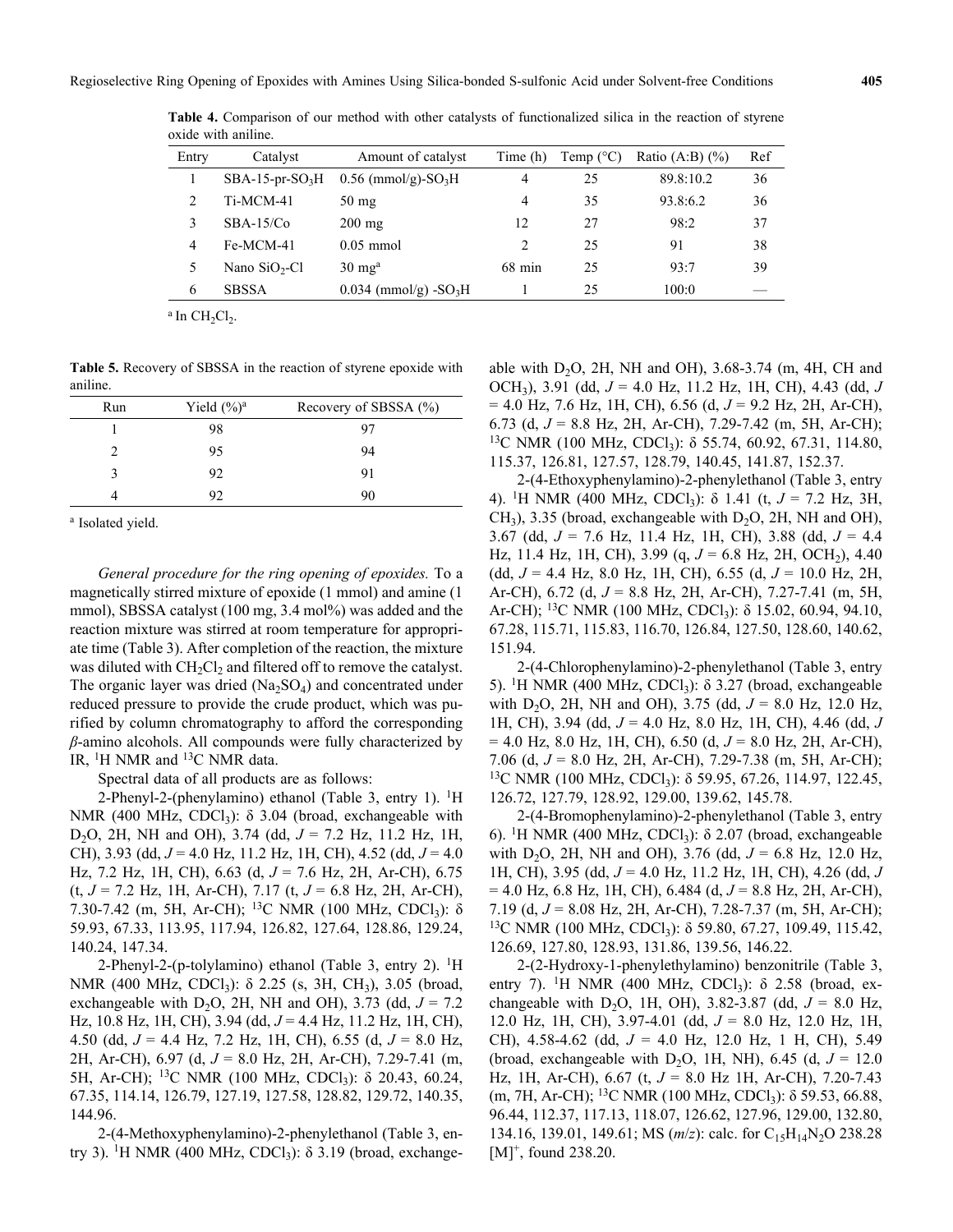**Table 4.** Comparison of our method with other catalysts of functionalized silica in the reaction of styrene oxide with aniline.

| Entry | Catalyst | Amount of catalyst | Time (h) | Temp (°C) | Ratio (A:B) (%) | Ref |
|---|---|---|---|---|---|---|
| 1 | SBA-15-pr-$SO_3H$ | 0.56 (mmol/g)-$SO_3H$ | 4 | 25 | 89.8:10.2 | 36 |
| 2 | Ti-MCM-41 | 50 mg | 4 | 35 | 93.8:6.2 | 36 |
| 3 | SBA-15/Co | 200 mg | 12 | 27 | 98:2 | 37 |
| 4 | Fe-MCM-41 | 0.05 mmol | 2 | 25 | 91 | 38 |
| 5 | Nano $SiO_2$-Cl | 30 mg[a] | 68 min | 25 | 93:7 | 39 |
| 6 | SBSSA | 0.034 (mmol/g) -$SO_3H$ | 1 | 25 | 100:0 | — |

[a] In $CH_2Cl_2$.

**Table 5.** Recovery of SBSSA in the reaction of styrene epoxide with aniline.

| Run | Yield (%)[a] | Recovery of SBSSA (%) |
|---|---|---|
| 1 | 98 | 97 |
| 2 | 95 | 94 |
| 3 | 92 | 91 |
| 4 | 92 | 90 |

[a] Isolated yield.

*General procedure for the ring opening of epoxides.* To a magnetically stirred mixture of epoxide (1 mmol) and amine (1 mmol), SBSSA catalyst (100 mg, 3.4 mol%) was added and the reaction mixture was stirred at room temperature for appropriate time (Table 3). After completion of the reaction, the mixture was diluted with $CH_2Cl_2$ and filtered off to remove the catalyst. The organic layer was dried ($Na_2SO_4$) and concentrated under reduced pressure to provide the crude product, which was purified by column chromatography to afford the corresponding *β*-amino alcohols. All compounds were fully characterized by IR, $^1$H NMR and $^{13}$C NMR data.

Spectral data of all products are as follows:

2-Phenyl-2-(phenylamino) ethanol (Table 3, entry 1). $^1$H NMR (400 MHz, $CDCl_3$): δ 3.04 (broad, exchangeable with $D_2O$, 2H, NH and OH), 3.74 (dd, $J$ = 7.2 Hz, 11.2 Hz, 1H, CH), 3.93 (dd, $J$ = 4.0 Hz, 11.2 Hz, 1H, CH), 4.52 (dd, $J$ = 4.0 Hz, 7.2 Hz, 1H, CH), 6.63 (d, $J$ = 7.6 Hz, 2H, Ar-CH), 6.75 (t, $J$ = 7.2 Hz, 1H, Ar-CH), 7.17 (t, $J$ = 6.8 Hz, 2H, Ar-CH), 7.30-7.42 (m, 5H, Ar-CH); $^{13}$C NMR (100 MHz, $CDCl_3$): δ 59.93, 67.33, 113.95, 117.94, 126.82, 127.64, 128.86, 129.24, 140.24, 147.34.

2-Phenyl-2-(p-tolylamino) ethanol (Table 3, entry 2). $^1$H NMR (400 MHz, $CDCl_3$): δ 2.25 (s, 3H, $CH_3$), 3.05 (broad, exchangeable with $D_2O$, 2H, NH and OH), 3.73 (dd, $J$ = 7.2 Hz, 10.8 Hz, 1H, CH), 3.94 (dd, $J$ = 4.4 Hz, 11.2 Hz, 1H, CH), 4.50 (dd, $J$ = 4.4 Hz, 7.2 Hz, 1H, CH), 6.55 (d, $J$ = 8.0 Hz, 2H, Ar-CH), 6.97 (d, $J$ = 8.0 Hz, 2H, Ar-CH), 7.29-7.41 (m, 5H, Ar-CH); $^{13}$C NMR (100 MHz, $CDCl_3$): δ 20.43, 60.24, 67.35, 114.14, 126.79, 127.19, 127.58, 128.82, 129.72, 140.35, 144.96.

2-(4-Methoxyphenylamino)-2-phenylethanol (Table 3, entry 3). $^1$H NMR (400 MHz, $CDCl_3$): δ 3.19 (broad, exchangeable with $D_2O$, 2H, NH and OH), 3.68-3.74 (m, 4H, CH and $OCH_3$), 3.91 (dd, $J$ = 4.0 Hz, 11.2 Hz, 1H, CH), 4.43 (dd, $J$ = 4.0 Hz, 7.6 Hz, 1H, CH), 6.56 (d, $J$ = 9.2 Hz, 2H, Ar-CH), 6.73 (d, $J$ = 8.8 Hz, 2H, Ar-CH), 7.29-7.42 (m, 5H, Ar-CH); $^{13}$C NMR (100 MHz, $CDCl_3$): δ 55.74, 60.92, 67.31, 114.80, 115.37, 126.81, 127.57, 128.79, 140.45, 141.87, 152.37.

2-(4-Ethoxyphenylamino)-2-phenylethanol (Table 3, entry 4). $^1$H NMR (400 MHz, $CDCl_3$): δ 1.41 (t, $J$ = 7.2 Hz, 3H, $CH_3$), 3.35 (broad, exchangeable with $D_2O$, 2H, NH and OH), 3.67 (dd, $J$ = 7.6 Hz, 11.4 Hz, 1H, CH), 3.88 (dd, $J$ = 4.4 Hz, 11.4 Hz, 1H, CH), 3.99 (q, $J$ = 6.8 Hz, 2H, $OCH_2$), 4.40 (dd, $J$ = 4.4 Hz, 8.0 Hz, 1H, CH), 6.55 (d, $J$ = 10.0 Hz, 2H, Ar-CH), 6.72 (d, $J$ = 8.8 Hz, 2H, Ar-CH), 7.27-7.41 (m, 5H, Ar-CH); $^{13}$C NMR (100 MHz, $CDCl_3$): δ 15.02, 60.94, 94.10, 67.28, 115.71, 115.83, 116.70, 126.84, 127.50, 128.60, 140.62, 151.94.

2-(4-Chlorophenylamino)-2-phenylethanol (Table 3, entry 5). $^1$H NMR (400 MHz, $CDCl_3$): δ 3.27 (broad, exchangeable with $D_2O$, 2H, NH and OH), 3.75 (dd, $J$ = 8.0 Hz, 12.0 Hz, 1H, CH), 3.94 (dd, $J$ = 4.0 Hz, 8.0 Hz, 1H, CH), 4.46 (dd, $J$ = 4.0 Hz, 8.0 Hz, 1H, CH), 6.50 (d, $J$ = 8.0 Hz, 2H, Ar-CH), 7.06 (d, $J$ = 8.0 Hz, 2H, Ar-CH), 7.29-7.38 (m, 5H, Ar-CH); $^{13}$C NMR (100 MHz, $CDCl_3$): δ 59.95, 67.26, 114.97, 122.45, 126.72, 127.79, 128.92, 129.00, 139.62, 145.78.

2-(4-Bromophenylamino)-2-phenylethanol (Table 3, entry 6). $^1$H NMR (400 MHz, $CDCl_3$): δ 2.07 (broad, exchangeable with $D_2O$, 2H, NH and OH), 3.76 (dd, $J$ = 6.8 Hz, 12.0 Hz, 1H, CH), 3.95 (dd, $J$ = 4.0 Hz, 11.2 Hz, 1H, CH), 4.26 (dd, $J$ = 4.0 Hz, 6.8 Hz, 1H, CH), 6.484 (d, $J$ = 8.8 Hz, 2H, Ar-CH), 7.19 (d, $J$ = 8.08 Hz, 2H, Ar-CH), 7.28-7.37 (m, 5H, Ar-CH); $^{13}$C NMR (100 MHz, $CDCl_3$): δ 59.80, 67.27, 109.49, 115.42, 126.69, 127.80, 128.93, 131.86, 139.56, 146.22.

2-(2-Hydroxy-1-phenylethylamino) benzonitrile (Table 3, entry 7). $^1$H NMR (400 MHz, $CDCl_3$): δ 2.58 (broad, exchangeable with $D_2O$, 1H, OH), 3.82-3.87 (dd, $J$ = 8.0 Hz, 12.0 Hz, 1H, CH), 3.97-4.01 (dd, $J$ = 8.0 Hz, 12.0 Hz, 1H, CH), 4.58-4.62 (dd, $J$ = 4.0 Hz, 12.0 Hz, 1 H, CH), 5.49 (broad, exchangeable with $D_2O$, 1H, NH), 6.45 (d, $J$ = 12.0 Hz, 1H, Ar-CH), 6.67 (t, $J$ = 8.0 Hz 1H, Ar-CH), 7.20-7.43 (m, 7H, Ar-CH); $^{13}$C NMR (100 MHz, $CDCl_3$): δ 59.53, 66.88, 96.44, 112.37, 117.13, 118.07, 126.62, 127.96, 129.00, 132.80, 134.16, 139.01, 149.61; MS ($m/z$): calc. for $C_{15}H_{14}N_2O$ 238.28 $[M]^+$, found 238.20.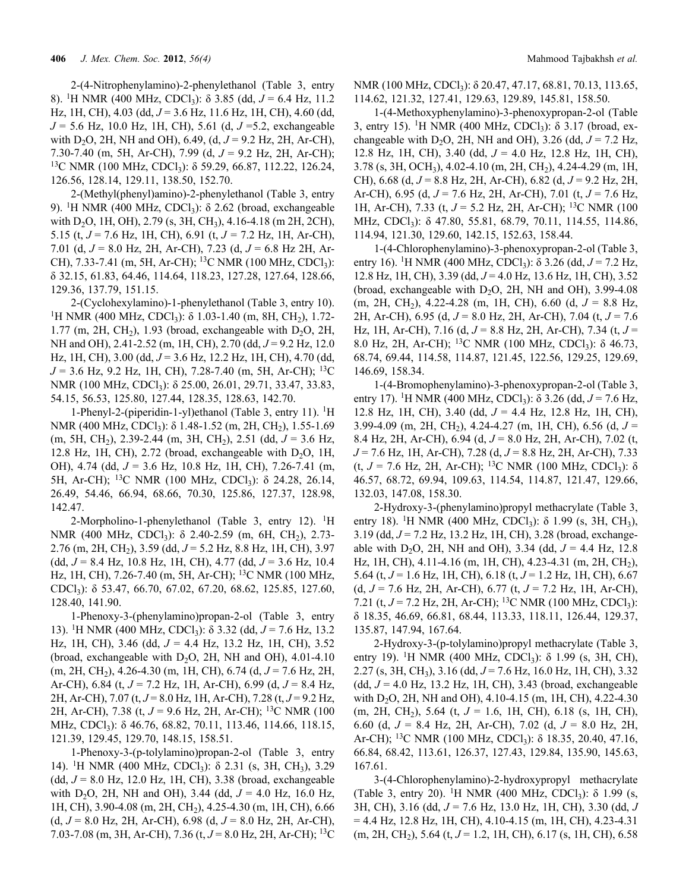2-(4-Nitrophenylamino)-2-phenylethanol (Table 3, entry 8). $^1$H NMR (400 MHz, $CDCl_3$): δ 3.85 (dd, $J$ = 6.4 Hz, 11.2 Hz, 1H, CH), 4.03 (dd, $J$ = 3.6 Hz, 11.6 Hz, 1H, CH), 4.60 (dd, $J$ = 5.6 Hz, 10.0 Hz, 1H, CH), 5.61 (d, $J$ =5.2, exchangeable with $D_2O$, 2H, NH and OH), 6.49, (d, $J$ = 9.2 Hz, 2H, Ar-CH), 7.30-7.40 (m, 5H, Ar-CH), 7.99 (d, $J$ = 9.2 Hz, 2H, Ar-CH); $^{13}$C NMR (100 MHz, $CDCl_3$): δ 59.29, 66.87, 112.22, 126.24, 126.56, 128.14, 129.11, 138.50, 152.70.

2-(Methyl(phenyl)amino)-2-phenylethanol (Table 3, entry 9). $^1$H NMR (400 MHz, $CDCl_3$): δ 2.62 (broad, exchangeable with $D_2O$, 1H, OH), 2.79 (s, 3H, $CH_3$), 4.16-4.18 (m 2H, 2CH), 5.15 (t, $J$ = 7.6 Hz, 1H, CH), 6.91 (t, $J$ = 7.2 Hz, 1H, Ar-CH), 7.01 (d, $J$ = 8.0 Hz, 2H, Ar-CH), 7.23 (d, $J$ = 6.8 Hz 2H, Ar-CH), 7.33-7.41 (m, 5H, Ar-CH); $^{13}$C NMR (100 MHz, $CDCl_3$): δ 32.15, 61.83, 64.46, 114.64, 118.23, 127.28, 127.64, 128.66, 129.36, 137.79, 151.15.

2-(Cyclohexylamino)-1-phenylethanol (Table 3, entry 10). $^1$H NMR (400 MHz, $CDCl_3$): δ 1.03-1.40 (m, 8H, $CH_2$), 1.72-1.77 (m, 2H, $CH_2$), 1.93 (broad, exchangeable with $D_2O$, 2H, NH and OH), 2.41-2.52 (m, 1H, CH), 2.70 (dd, $J$ = 9.2 Hz, 12.0 Hz, 1H, CH), 3.00 (dd, $J$ = 3.6 Hz, 12.2 Hz, 1H, CH), 4.70 (dd, $J$ = 3.6 Hz, 9.2 Hz, 1H, CH), 7.28-7.40 (m, 5H, Ar-CH); $^{13}$C NMR (100 MHz, $CDCl_3$): δ 25.00, 26.01, 29.71, 33.47, 33.83, 54.15, 56.53, 125.80, 127.44, 128.35, 128.63, 142.70.

1-Phenyl-2-(piperidin-1-yl)ethanol (Table 3, entry 11). $^1$H NMR (400 MHz, $CDCl_3$): δ 1.48-1.52 (m, 2H, $CH_2$), 1.55-1.69 (m, 5H, $CH_2$), 2.39-2.44 (m, 3H, $CH_2$), 2.51 (dd, $J$ = 3.6 Hz, 12.8 Hz, 1H, CH), 2.72 (broad, exchangeable with $D_2O$, 1H, OH), 4.74 (dd, $J$ = 3.6 Hz, 10.8 Hz, 1H, CH), 7.26-7.41 (m, 5H, Ar-CH); $^{13}$C NMR (100 MHz, $CDCl_3$): δ 24.28, 26.14, 26.49, 54.46, 66.94, 68.66, 70.30, 125.86, 127.37, 128.98, 142.47.

2-Morpholino-1-phenylethanol (Table 3, entry 12). $^1$H NMR (400 MHz, $CDCl_3$): δ 2.40-2.59 (m, 6H, $CH_2$), 2.73-2.76 (m, 2H, $CH_2$), 3.59 (dd, $J$ = 5.2 Hz, 8.8 Hz, 1H, CH), 3.97 (dd, $J$ = 8.4 Hz, 10.8 Hz, 1H, CH), 4.77 (dd, $J$ = 3.6 Hz, 10.4 Hz, 1H, CH), 7.26-7.40 (m, 5H, Ar-CH); $^{13}$C NMR (100 MHz, $CDCl_3$): δ 53.47, 66.70, 67.02, 67.20, 68.62, 125.85, 127.60, 128.40, 141.90.

1-Phenoxy-3-(phenylamino)propan-2-ol (Table 3, entry 13). $^1$H NMR (400 MHz, $CDCl_3$): δ 3.32 (dd, $J$ = 7.6 Hz, 13.2 Hz, 1H, CH), 3.46 (dd, $J$ = 4.4 Hz, 13.2 Hz, 1H, CH), 3.52 (broad, exchangeable with $D_2O$, 2H, NH and OH), 4.01-4.10 (m, 2H, $CH_2$), 4.26-4.30 (m, 1H, CH), 6.74 (d, $J$ = 7.6 Hz, 2H, Ar-CH), 6.84 (t, $J$ = 7.2 Hz, 1H, Ar-CH), 6.99 (d, $J$ = 8.4 Hz, 2H, Ar-CH), 7.07 (t, $J$ = 8.0 Hz, 1H, Ar-CH), 7.28 (t, $J$ = 9.2 Hz, 2H, Ar-CH), 7.38 (t, $J$ = 9.6 Hz, 2H, Ar-CH); $^{13}$C NMR (100 MHz, $CDCl_3$): δ 46.76, 68.82, 70.11, 113.46, 114.66, 118.15, 121.39, 129.45, 129.70, 148.15, 158.51.

1-Phenoxy-3-(p-tolylamino)propan-2-ol (Table 3, entry 14). $^1$H NMR (400 MHz, $CDCl_3$): δ 2.31 (s, 3H, $CH_3$), 3.29 (dd, $J$ = 8.0 Hz, 12.0 Hz, 1H, CH), 3.38 (broad, exchangeable with $D_2O$, 2H, NH and OH), 3.44 (dd, $J$ = 4.0 Hz, 16.0 Hz, 1H, CH), 3.90-4.08 (m, 2H, $CH_2$), 4.25-4.30 (m, 1H, CH), 6.66 (d, $J$ = 8.0 Hz, 2H, Ar-CH), 6.98 (d, $J$ = 8.0 Hz, 2H, Ar-CH), 7.03-7.08 (m, 3H, Ar-CH), 7.36 (t, $J$ = 8.0 Hz, 2H, Ar-CH); $^{13}$C NMR (100 MHz, $CDCl_3$): δ 20.47, 47.17, 68.81, 70.13, 113.65, 114.62, 121.32, 127.41, 129.63, 129.89, 145.81, 158.50.

1-(4-Methoxyphenylamino)-3-phenoxypropan-2-ol (Table 3, entry 15). $^1$H NMR (400 MHz, $CDCl_3$): δ 3.17 (broad, exchangeable with $D_2O$, 2H, NH and OH), 3.26 (dd, $J$ = 7.2 Hz, 12.8 Hz, 1H, CH), 3.40 (dd, $J$ = 4.0 Hz, 12.8 Hz, 1H, CH), 3.78 (s, 3H, $OCH_3$), 4.02-4.10 (m, 2H, $CH_2$), 4.24-4.29 (m, 1H, CH), 6.68 (d, $J$ = 8.8 Hz, 2H, Ar-CH), 6.82 (d, $J$ = 9.2 Hz, 2H, Ar-CH), 6.95 (d, $J$ = 7.6 Hz, 2H, Ar-CH), 7.01 (t, $J$ = 7.6 Hz, 1H, Ar-CH), 7.33 (t, $J$ = 5.2 Hz, 2H, Ar-CH); $^{13}$C NMR (100 MHz, $CDCl_3$): δ 47.80, 55.81, 68.79, 70.11, 114.55, 114.86, 114.94, 121.30, 129.60, 142.15, 152.63, 158.44.

1-(4-Chlorophenylamino)-3-phenoxypropan-2-ol (Table 3, entry 16). $^1$H NMR (400 MHz, $CDCl_3$): δ 3.26 (dd, $J$ = 7.2 Hz, 12.8 Hz, 1H, CH), 3.39 (dd, $J$ = 4.0 Hz, 13.6 Hz, 1H, CH), 3.52 (broad, exchangeable with $D_2O$, 2H, NH and OH), 3.99-4.08 (m, 2H, $CH_2$), 4.22-4.28 (m, 1H, CH), 6.60 (d, $J$ = 8.8 Hz, 2H, Ar-CH), 6.95 (d, $J$ = 8.0 Hz, 2H, Ar-CH), 7.04 (t, $J$ = 7.6 Hz, 1H, Ar-CH), 7.16 (d, $J$ = 8.8 Hz, 2H, Ar-CH), 7.34 (t, $J$ = 8.0 Hz, 2H, Ar-CH); $^{13}$C NMR (100 MHz, $CDCl_3$): δ 46.73, 68.74, 69.44, 114.58, 114.87, 121.45, 122.56, 129.25, 129.69, 146.69, 158.34.

1-(4-Bromophenylamino)-3-phenoxypropan-2-ol (Table 3, entry 17). $^1$H NMR (400 MHz, $CDCl_3$): δ 3.26 (dd, $J$ = 7.6 Hz, 12.8 Hz, 1H, CH), 3.40 (dd, $J$ = 4.4 Hz, 12.8 Hz, 1H, CH), 3.99-4.09 (m, 2H, $CH_2$), 4.24-4.27 (m, 1H, CH), 6.56 (d, $J$ = 8.4 Hz, 2H, Ar-CH), 6.94 (d, $J$ = 8.0 Hz, 2H, Ar-CH), 7.02 (t, $J$ = 7.6 Hz, 1H, Ar-CH), 7.28 (d, $J$ = 8.8 Hz, 2H, Ar-CH), 7.33 (t, $J$ = 7.6 Hz, 2H, Ar-CH); $^{13}$C NMR (100 MHz, $CDCl_3$): δ 46.57, 68.72, 69.94, 109.63, 114.54, 114.87, 121.47, 129.66, 132.03, 147.08, 158.30.

2-Hydroxy-3-(phenylamino)propyl methacrylate (Table 3, entry 18). $^1$H NMR (400 MHz, $CDCl_3$): δ 1.99 (s, 3H, $CH_3$), 3.19 (dd, $J$ = 7.2 Hz, 13.2 Hz, 1H, CH), 3.28 (broad, exchangeable with $D_2O$, 2H, NH and OH), 3.34 (dd, $J$ = 4.4 Hz, 12.8 Hz, 1H, CH), 4.11-4.16 (m, 1H, CH), 4.23-4.31 (m, 2H, $CH_2$), 5.64 (t, $J$ = 1.6 Hz, 1H, CH), 6.18 (t, $J$ = 1.2 Hz, 1H, CH), 6.67 (d, $J$ = 7.6 Hz, 2H, Ar-CH), 6.77 (t, $J$ = 7.2 Hz, 1H, Ar-CH), 7.21 (t, $J$ = 7.2 Hz, 2H, Ar-CH); $^{13}$C NMR (100 MHz, $CDCl_3$): δ 18.35, 46.69, 66.81, 68.44, 113.33, 118.11, 126.44, 129.37, 135.87, 147.94, 167.64.

2-Hydroxy-3-(p-tolylamino)propyl methacrylate (Table 3, entry 19). $^1$H NMR (400 MHz, $CDCl_3$): δ 1.99 (s, 3H, CH), 2.27 (s, 3H, $CH_3$), 3.16 (dd, $J$ = 7.6 Hz, 16.0 Hz, 1H, CH), 3.32 (dd, $J$ = 4.0 Hz, 13.2 Hz, 1H, CH), 3.43 (broad, exchangeable with $D_2O$, 2H, NH and OH), 4.10-4.15 (m, 1H, CH), 4.22-4.30 (m, 2H, $CH_2$), 5.64 (t, $J$ = 1.6, 1H, CH), 6.18 (s, 1H, CH), 6.60 (d, $J$ = 8.4 Hz, 2H, Ar-CH), 7.02 (d, $J$ = 8.0 Hz, 2H, Ar-CH); $^{13}$C NMR (100 MHz, $CDCl_3$): δ 18.35, 20.40, 47.16, 66.84, 68.42, 113.61, 126.37, 127.43, 129.84, 135.90, 145.63, 167.61.

3-(4-Chlorophenylamino)-2-hydroxypropyl methacrylate (Table 3, entry 20). $^1$H NMR (400 MHz, $CDCl_3$): δ 1.99 (s, 3H, CH), 3.16 (dd, $J$ = 7.6 Hz, 13.0 Hz, 1H, CH), 3.30 (dd, $J$ = 4.4 Hz, 12.8 Hz, 1H, CH), 4.10-4.15 (m, 1H, CH), 4.23-4.31 (m, 2H, $CH_2$), 5.64 (t, $J$ = 1.2, 1H, CH), 6.17 (s, 1H, CH), 6.58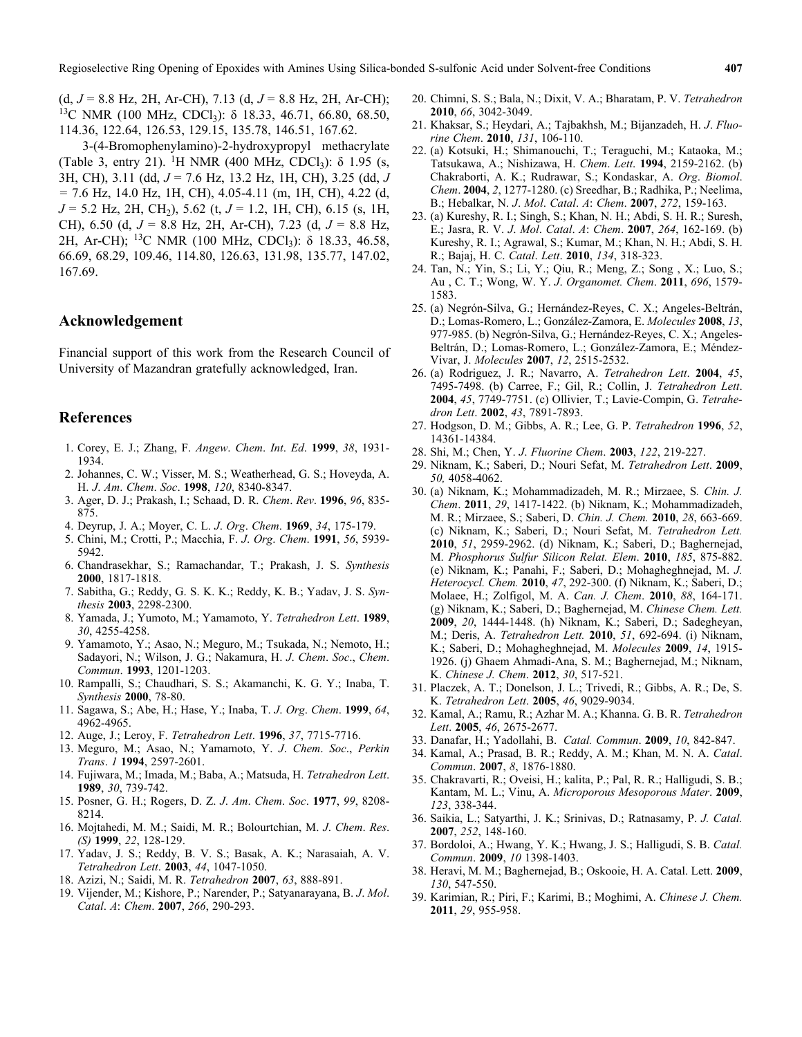(d, $J$ = 8.8 Hz, 2H, Ar-CH), 7.13 (d, $J$ = 8.8 Hz, 2H, Ar-CH); $^{13}$C NMR (100 MHz, $CDCl_3$): δ 18.33, 46.71, 66.80, 68.50, 114.36, 122.64, 126.53, 129.15, 135.78, 146.51, 167.62.

3-(4-Bromophenylamino)-2-hydroxypropyl methacrylate (Table 3, entry 21). $^{1}$H NMR (400 MHz, $CDCl_3$): δ 1.95 (s, 3H, CH), 3.11 (dd, $J$ = 7.6 Hz, 13.2 Hz, 1H, CH), 3.25 (dd, $J$ = 7.6 Hz, 14.0 Hz, 1H, CH), 4.05-4.11 (m, 1H, CH), 4.22 (d, $J$ = 5.2 Hz, 2H, $CH_2$), 5.62 (t, $J$ = 1.2, 1H, CH), 6.15 (s, 1H, CH), 6.50 (d, $J$ = 8.8 Hz, 2H, Ar-CH), 7.23 (d, $J$ = 8.8 Hz, 2H, Ar-CH); $^{13}$C NMR (100 MHz, $CDCl_3$): δ 18.33, 46.58, 66.69, 68.29, 109.46, 114.80, 126.63, 131.98, 135.77, 147.02, 167.69.

## Acknowledgement

Financial support of this work from the Research Council of University of Mazandran gratefully acknowledged, Iran.

## References

1. Corey, E. J.; Zhang, F. *Angew*. *Chem*. *Int*. *Ed*. **1999**, *38*, 1931-1934.
2. Johannes, C. W.; Visser, M. S.; Weatherhead, G. S.; Hoveyda, A. H. *J*. *Am*. *Chem*. *Soc*. **1998**, *120*, 8340-8347.
3. Ager, D. J.; Prakash, I.; Schaad, D. R. *Chem*. *Rev*. **1996**, *96*, 835-875.
4. Deyrup, J. A.; Moyer, C. L. *J*. *Org*. *Chem*. **1969**, *34*, 175-179.
5. Chini, M.; Crotti, P.; Macchia, F. *J*. *Org*. *Chem*. **1991**, *56*, 5939-5942.
6. Chandrasekhar, S.; Ramachandar, T.; Prakash, J. S. *Synthesis* **2000**, 1817-1818.
7. Sabitha, G.; Reddy, G. S. K. K.; Reddy, K. B.; Yadav, J. S. *Synthesis* **2003**, 2298-2300.
8. Yamada, J.; Yumoto, M.; Yamamoto, Y. *Tetrahedron Lett*. **1989**, *30*, 4255-4258.
9. Yamamoto, Y.; Asao, N.; Meguro, M.; Tsukada, N.; Nemoto, H.; Sadayori, N.; Wilson, J. G.; Nakamura, H. *J*. *Chem*. *Soc*., *Chem*. *Commun*. **1993**, 1201-1203.
10. Rampalli, S.; Chaudhari, S. S.; Akamanchi, K. G. Y.; Inaba, T. *Synthesis* **2000**, 78-80.
11. Sagawa, S.; Abe, H.; Hase, Y.; Inaba, T. *J*. *Org*. *Chem*. **1999**, *64*, 4962-4965.
12. Auge, J.; Leroy, F. *Tetrahedron Lett*. **1996**, *37*, 7715-7716.
13. Meguro, M.; Asao, N.; Yamamoto, Y. *J*. *Chem*. *Soc*., *Perkin Trans*. *1* **1994**, 2597-2601.
14. Fujiwara, M.; Imada, M.; Baba, A.; Matsuda, H. *Tetrahedron Lett*. **1989**, *30*, 739-742.
15. Posner, G. H.; Rogers, D. Z. *J*. *Am*. *Chem*. *Soc*. **1977**, *99*, 8208-8214.
16. Mojtahedi, M. M.; Saidi, M. R.; Bolourtchian, M. *J*. *Chem*. *Res*. *(S)* **1999**, *22*, 128-129.
17. Yadav, J. S.; Reddy, B. V. S.; Basak, A. K.; Narasaiah, A. V. *Tetrahedron Lett*. **2003**, *44*, 1047-1050.
18. Azizi, N.; Saidi, M. R. *Tetrahedron* **2007**, *63*, 888-891.
19. Vijender, M.; Kishore, P.; Narender, P.; Satyanarayana, B. *J*. *Mol*. *Catal*. *A*: *Chem*. **2007**, *266*, 290-293.
20. Chimni, S. S.; Bala, N.; Dixit, V. A.; Bharatam, P. V. *Tetrahedron* **2010**, *66*, 3042-3049.
21. Khaksar, S.; Heydari, A.; Tajbakhsh, M.; Bijanzadeh, H. *J*. *Fluorine Chem*. **2010**, *131*, 106-110.
22. (a) Kotsuki, H.; Shimanouchi, T.; Teraguchi, M.; Kataoka, M.; Tatsukawa, A.; Nishizawa, H. *Chem*. *Lett*. **1994**, 2159-2162. (b) Chakraborti, A. K.; Rudrawar, S.; Kondaskar, A. *Org*. *Biomol*. *Chem*. **2004**, *2*, 1277-1280. (c) Sreedhar, B.; Radhika, P.; Neelima, B.; Hebalkar, N. *J*. *Mol*. *Catal*. *A*: *Chem*. **2007**, *272*, 159-163.
23. (a) Kureshy, R. I.; Singh, S.; Khan, N. H.; Abdi, S. H. R.; Suresh, E.; Jasra, R. V. *J*. *Mol*. *Catal*. *A*: *Chem*. **2007**, *264*, 162-169. (b) Kureshy, R. I.; Agrawal, S.; Kumar, M.; Khan, N. H.; Abdi, S. H. R.; Bajaj, H. C. *Catal*. *Lett*. **2010**, *134*, 318-323.
24. Tan, N.; Yin, S.; Li, Y.; Qiu, R.; Meng, Z.; Song , X.; Luo, S.; Au , C. T.; Wong, W. Y. *J*. *Organomet. Chem*. **2011**, *696*, 1579-1583.
25. (a) Negrón-Silva, G.; Hernández-Reyes, C. X.; Angeles-Beltrán, D.; Lomas-Romero, L.; González-Zamora, E. *Molecules* **2008**, *13*, 977-985. (b) Negrón-Silva, G.; Hernández-Reyes, C. X.; Angeles-Beltrán, D.; Lomas-Romero, L.; González-Zamora, E.; Méndez-Vivar, J. *Molecules* **2007**, *12*, 2515-2532.
26. (a) Rodriguez, J. R.; Navarro, A. *Tetrahedron Lett*. **2004**, *45*, 7495-7498. (b) Carree, F.; Gil, R.; Collin, J. *Tetrahedron Lett*. **2004**, *45*, 7749-7751. (c) Ollivier, T.; Lavie-Compin, G. *Tetrahedron Lett*. **2002**, *43*, 7891-7893.
27. Hodgson, D. M.; Gibbs, A. R.; Lee, G. P. *Tetrahedron* **1996**, *52*, 14361-14384.
28. Shi, M.; Chen, Y. *J*. *Fluorine Chem*. **2003**, *122*, 219-227.
29. Niknam, K.; Saberi, D.; Nouri Sefat, M. *Tetrahedron Lett*. **2009**, *50,* 4058-4062.
30. (a) Niknam, K.; Mohammadizadeh, M. R.; Mirzaee, S. *Chin. J. Chem*. **2011**, *29*, 1417-1422. (b) Niknam, K.; Mohammadizadeh, M. R.; Mirzaee, S.; Saberi, D. *Chin. J. Chem.* **2010**, *28*, 663-669. (c) Niknam, K.; Saberi, D.; Nouri Sefat, M. *Tetrahedron Lett.* **2010**, *51*, 2959-2962. (d) Niknam, K.; Saberi, D.; Baghernejad, M. *Phosphorus Sulfur Silicon Relat. Elem*. **2010**, *185*, 875-882. (e) Niknam, K.; Panahi, F.; Saberi, D.; Mohagheghnejad, M. *J. Heterocycl. Chem.* **2010**, *47*, 292-300. (f) Niknam, K.; Saberi, D.; Molaee, H.; Zolfigol, M. A. *Can. J. Chem*. **2010**, *88*, 164-171. (g) Niknam, K.; Saberi, D.; Baghernejad, M. *Chinese Chem. Lett.* **2009**, *20*, 1444-1448. (h) Niknam, K.; Saberi, D.; Sadegheyan, M.; Deris, A. *Tetrahedron Lett.* **2010**, *51*, 692-694. (i) Niknam, K.; Saberi, D.; Mohagheghnejad, M. *Molecules* **2009**, *14*, 1915-1926. (j) Ghaem Ahmadi-Ana, S. M.; Baghernejad, M.; Niknam, K. *Chinese J. Chem*. **2012**, *30*, 517-521.
31. Placzek, A. T.; Donelson, J. L.; Trivedi, R.; Gibbs, A. R.; De, S. K. *Tetrahedron Lett*. **2005**, *46*, 9029-9034.
32. Kamal, A.; Ramu, R.; Azhar M. A.; Khanna. G. B. R. *Tetrahedron Lett*. **2005**, *46*, 2675-2677.
33. Danafar, H.; Yadollahi, B. *Catal. Commun*. **2009**, *10*, 842-847.
34. Kamal, A.; Prasad, B. R.; Reddy, A. M.; Khan, M. N. A. *Catal*. *Commun*. **2007**, *8*, 1876-1880.
35. Chakravarti, R.; Oveisi, H.; kalita, P.; Pal, R. R.; Halligudi, S. B.; Kantam, M. L.; Vinu, A. *Microporous Mesoporous Mater*. **2009**, *123*, 338-344.
36. Saikia, L.; Satyarthi, J. K.; Srinivas, D.; Ratnasamy, P. *J. Catal.* **2007**, *252*, 148-160.
37. Bordoloi, A.; Hwang, Y. K.; Hwang, J. S.; Halligudi, S. B. *Catal. Commun*. **2009**, *10* 1398-1403.
38. Heravi, M. M.; Baghernejad, B.; Oskooie, H. A. Catal. Lett. **2009**, *130*, 547-550.
39. Karimian, R.; Piri, F.; Karimi, B.; Moghimi, A. *Chinese J. Chem.* **2011**, *29*, 955-958.